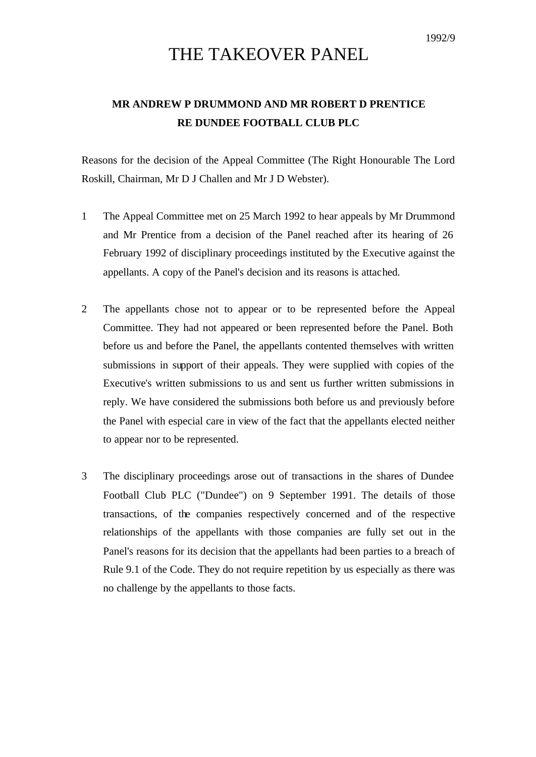1992/9

# THE TAKEOVER PANEL

## MR ANDREW P DRUMMOND AND MR ROBERT D PRENTICE RE DUNDEE FOOTBALL CLUB PLC

Reasons for the decision of the Appeal Committee (The Right Honourable The Lord Roskill, Chairman, Mr D J Challen and Mr J D Webster).

1. The Appeal Committee met on 25 March 1992 to hear appeals by Mr Drummond and Mr Prentice from a decision of the Panel reached after its hearing of 26 February 1992 of disciplinary proceedings instituted by the Executive against the appellants. A copy of the Panel's decision and its reasons is attached.

2. The appellants chose not to appear or to be represented before the Appeal Committee. They had not appeared or been represented before the Panel. Both before us and before the Panel, the appellants contented themselves with written submissions in support of their appeals. They were supplied with copies of the Executive's written submissions to us and sent us further written submissions in reply. We have considered the submissions both before us and previously before the Panel with especial care in view of the fact that the appellants elected neither to appear nor to be represented.

3. The disciplinary proceedings arose out of transactions in the shares of Dundee Football Club PLC ("Dundee") on 9 September 1991. The details of those transactions, of the companies respectively concerned and of the respective relationships of the appellants with those companies are fully set out in the Panel's reasons for its decision that the appellants had been parties to a breach of Rule 9.1 of the Code. They do not require repetition by us especially as there was no challenge by the appellants to those facts.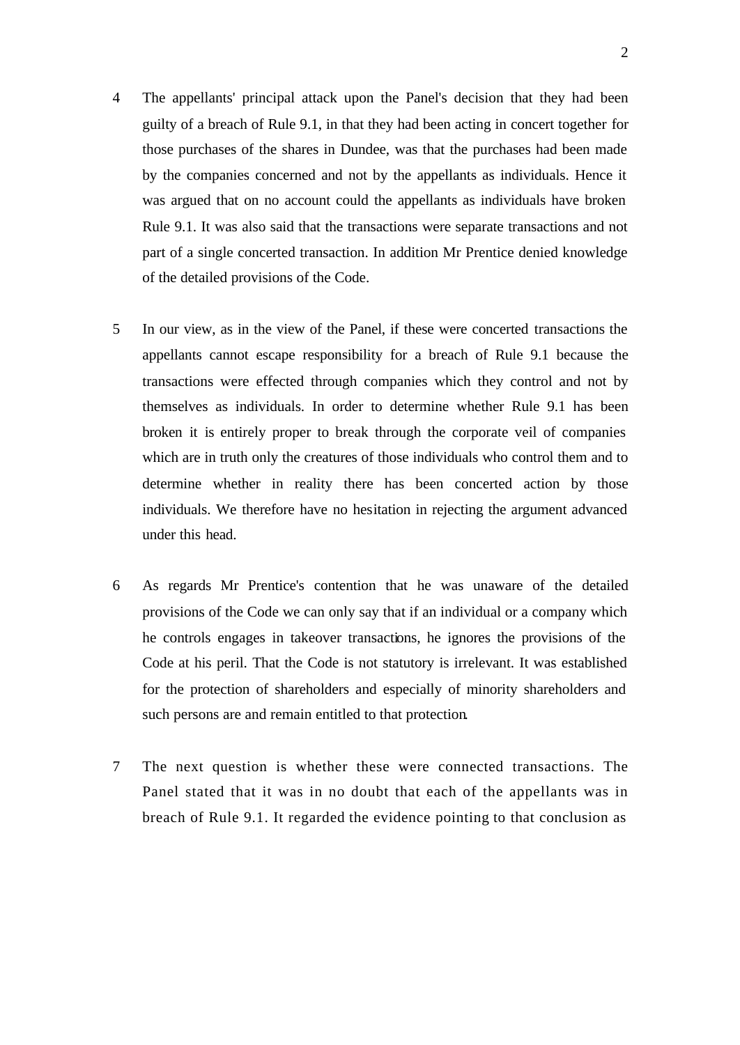4 The appellants' principal attack upon the Panel's decision that they had been guilty of a breach of Rule 9.1, in that they had been acting in concert together for those purchases of the shares in Dundee, was that the purchases had been made by the companies concerned and not by the appellants as individuals. Hence it was argued that on no account could the appellants as individuals have broken Rule 9.1. It was also said that the transactions were separate transactions and not part of a single concerted transaction. In addition Mr Prentice denied knowledge of the detailed provisions of the Code.

5 In our view, as in the view of the Panel, if these were concerted transactions the appellants cannot escape responsibility for a breach of Rule 9.1 because the transactions were effected through companies which they control and not by themselves as individuals. In order to determine whether Rule 9.1 has been broken it is entirely proper to break through the corporate veil of companies which are in truth only the creatures of those individuals who control them and to determine whether in reality there has been concerted action by those individuals. We therefore have no hesitation in rejecting the argument advanced under this head.

6 As regards Mr Prentice's contention that he was unaware of the detailed provisions of the Code we can only say that if an individual or a company which he controls engages in takeover transactions, he ignores the provisions of the Code at his peril. That the Code is not statutory is irrelevant. It was established for the protection of shareholders and especially of minority shareholders and such persons are and remain entitled to that protection.

7 The next question is whether these were connected transactions. The Panel stated that it was in no doubt that each of the appellants was in breach of Rule 9.1. It regarded the evidence pointing to that conclusion as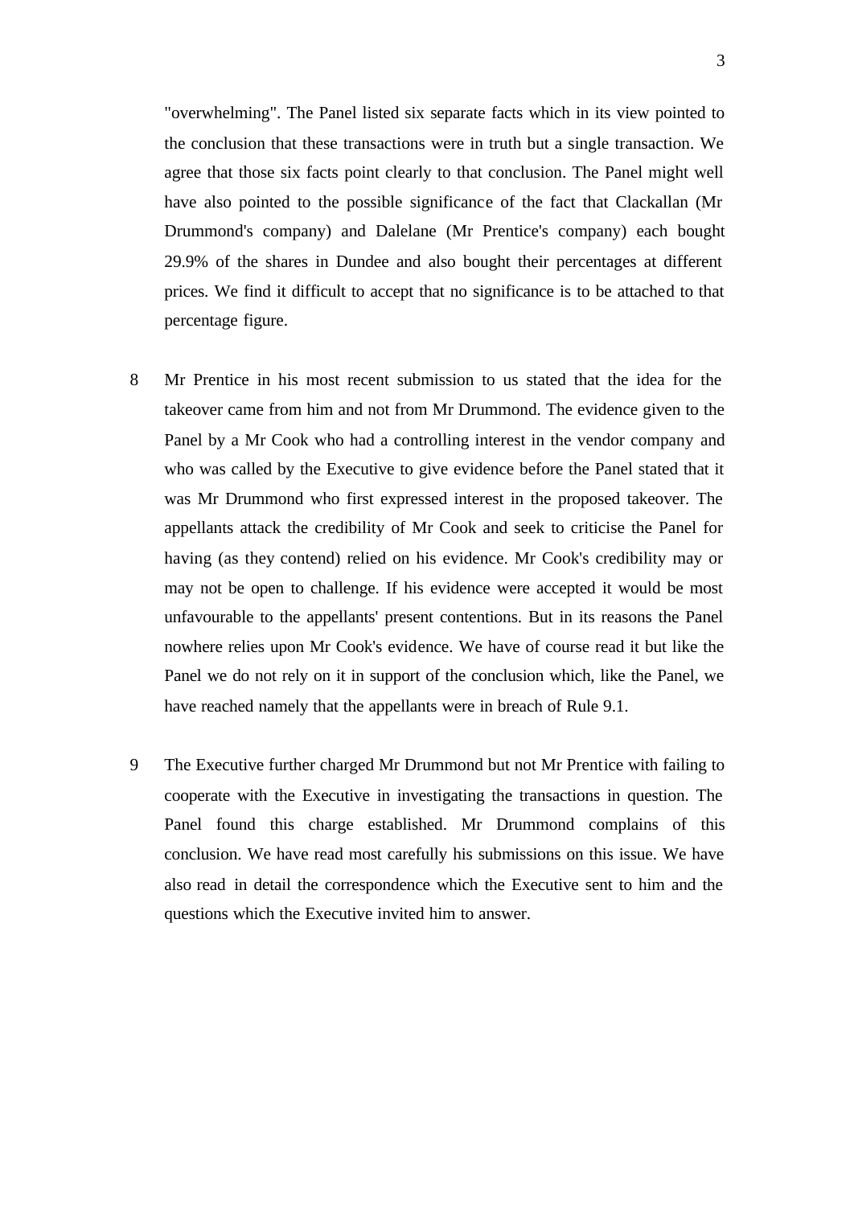"overwhelming". The Panel listed six separate facts which in its view pointed to the conclusion that these transactions were in truth but a single transaction. We agree that those six facts point clearly to that conclusion. The Panel might well have also pointed to the possible significance of the fact that Clackallan (Mr Drummond's company) and Dalelane (Mr Prentice's company) each bought 29.9% of the shares in Dundee and also bought their percentages at different prices. We find it difficult to accept that no significance is to be attached to that percentage figure.

8 Mr Prentice in his most recent submission to us stated that the idea for the takeover came from him and not from Mr Drummond. The evidence given to the Panel by a Mr Cook who had a controlling interest in the vendor company and who was called by the Executive to give evidence before the Panel stated that it was Mr Drummond who first expressed interest in the proposed takeover. The appellants attack the credibility of Mr Cook and seek to criticise the Panel for having (as they contend) relied on his evidence. Mr Cook's credibility may or may not be open to challenge. If his evidence were accepted it would be most unfavourable to the appellants' present contentions. But in its reasons the Panel nowhere relies upon Mr Cook's evidence. We have of course read it but like the Panel we do not rely on it in support of the conclusion which, like the Panel, we have reached namely that the appellants were in breach of Rule 9.1.

9 The Executive further charged Mr Drummond but not Mr Prentice with failing to cooperate with the Executive in investigating the transactions in question. The Panel found this charge established. Mr Drummond complains of this conclusion. We have read most carefully his submissions on this issue. We have also read in detail the correspondence which the Executive sent to him and the questions which the Executive invited him to answer.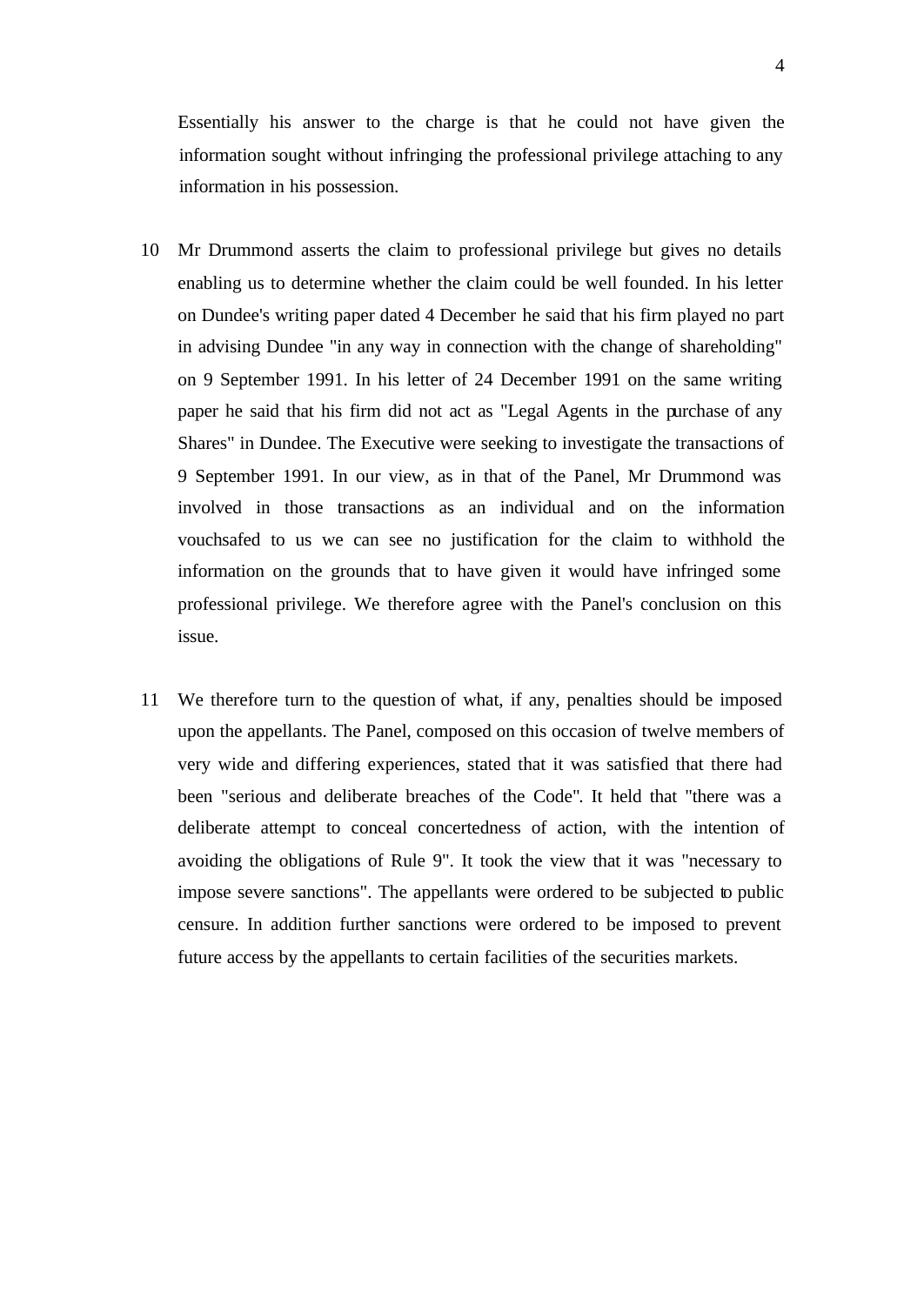Essentially his answer to the charge is that he could not have given the information sought without infringing the professional privilege attaching to any information in his possession.

10 Mr Drummond asserts the claim to professional privilege but gives no details enabling us to determine whether the claim could be well founded. In his letter on Dundee's writing paper dated 4 December he said that his firm played no part in advising Dundee "in any way in connection with the change of shareholding" on 9 September 1991. In his letter of 24 December 1991 on the same writing paper he said that his firm did not act as "Legal Agents in the purchase of any Shares" in Dundee. The Executive were seeking to investigate the transactions of 9 September 1991. In our view, as in that of the Panel, Mr Drummond was involved in those transactions as an individual and on the information vouchsafed to us we can see no justification for the claim to withhold the information on the grounds that to have given it would have infringed some professional privilege. We therefore agree with the Panel's conclusion on this issue.

11 We therefore turn to the question of what, if any, penalties should be imposed upon the appellants. The Panel, composed on this occasion of twelve members of very wide and differing experiences, stated that it was satisfied that there had been "serious and deliberate breaches of the Code". It held that "there was a deliberate attempt to conceal concertedness of action, with the intention of avoiding the obligations of Rule 9". It took the view that it was "necessary to impose severe sanctions". The appellants were ordered to be subjected to public censure. In addition further sanctions were ordered to be imposed to prevent future access by the appellants to certain facilities of the securities markets.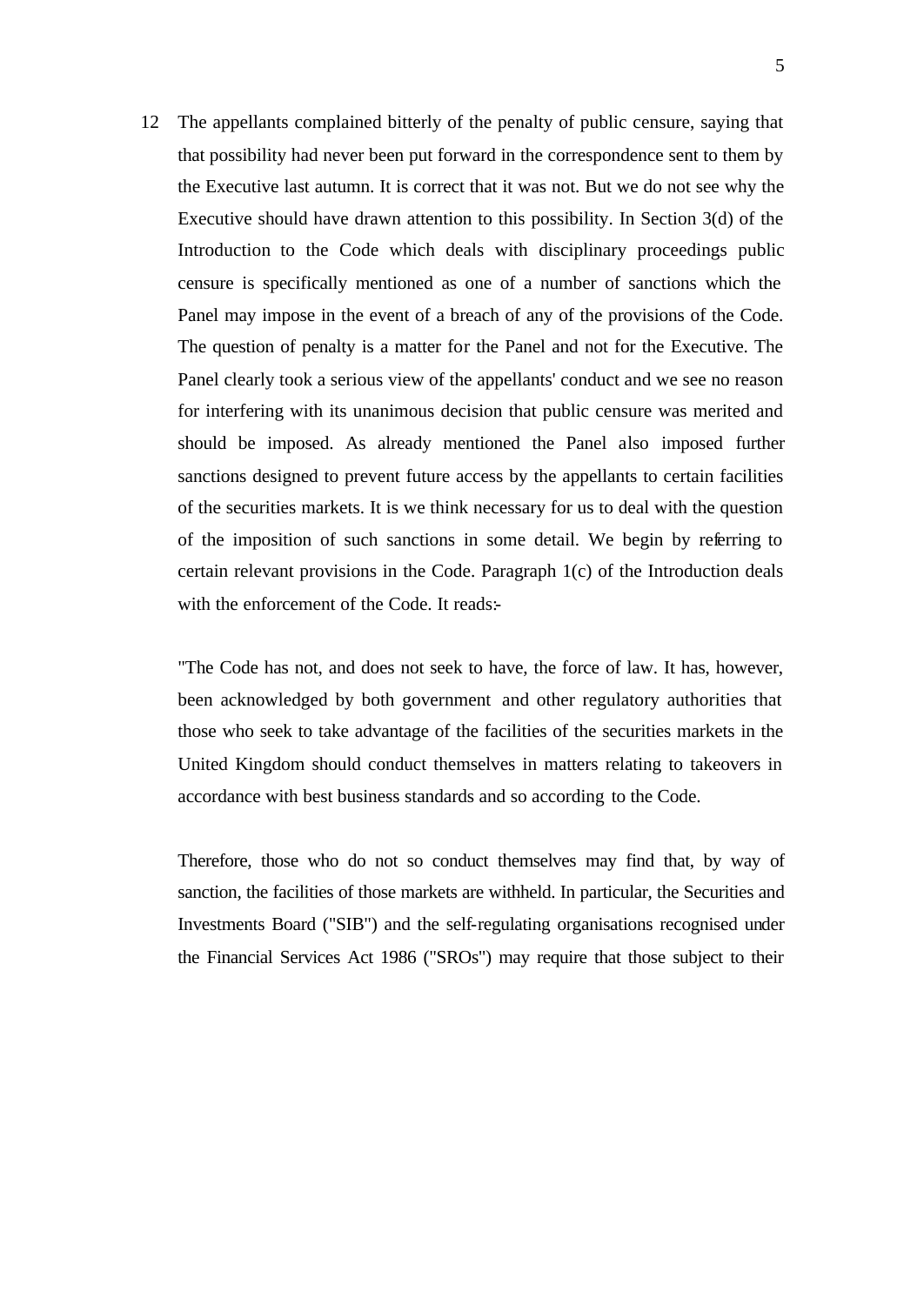12 The appellants complained bitterly of the penalty of public censure, saying that that possibility had never been put forward in the correspondence sent to them by the Executive last autumn. It is correct that it was not. But we do not see why the Executive should have drawn attention to this possibility. In Section 3(d) of the Introduction to the Code which deals with disciplinary proceedings public censure is specifically mentioned as one of a number of sanctions which the Panel may impose in the event of a breach of any of the provisions of the Code. The question of penalty is a matter for the Panel and not for the Executive. The Panel clearly took a serious view of the appellants' conduct and we see no reason for interfering with its unanimous decision that public censure was merited and should be imposed. As already mentioned the Panel also imposed further sanctions designed to prevent future access by the appellants to certain facilities of the securities markets. It is we think necessary for us to deal with the question of the imposition of such sanctions in some detail. We begin by referring to certain relevant provisions in the Code. Paragraph 1(c) of the Introduction deals with the enforcement of the Code. It reads:-

"The Code has not, and does not seek to have, the force of law. It has, however, been acknowledged by both government and other regulatory authorities that those who seek to take advantage of the facilities of the securities markets in the United Kingdom should conduct themselves in matters relating to takeovers in accordance with best business standards and so according to the Code.

Therefore, those who do not so conduct themselves may find that, by way of sanction, the facilities of those markets are withheld. In particular, the Securities and Investments Board ("SIB") and the self-regulating organisations recognised under the Financial Services Act 1986 ("SROs") may require that those subject to their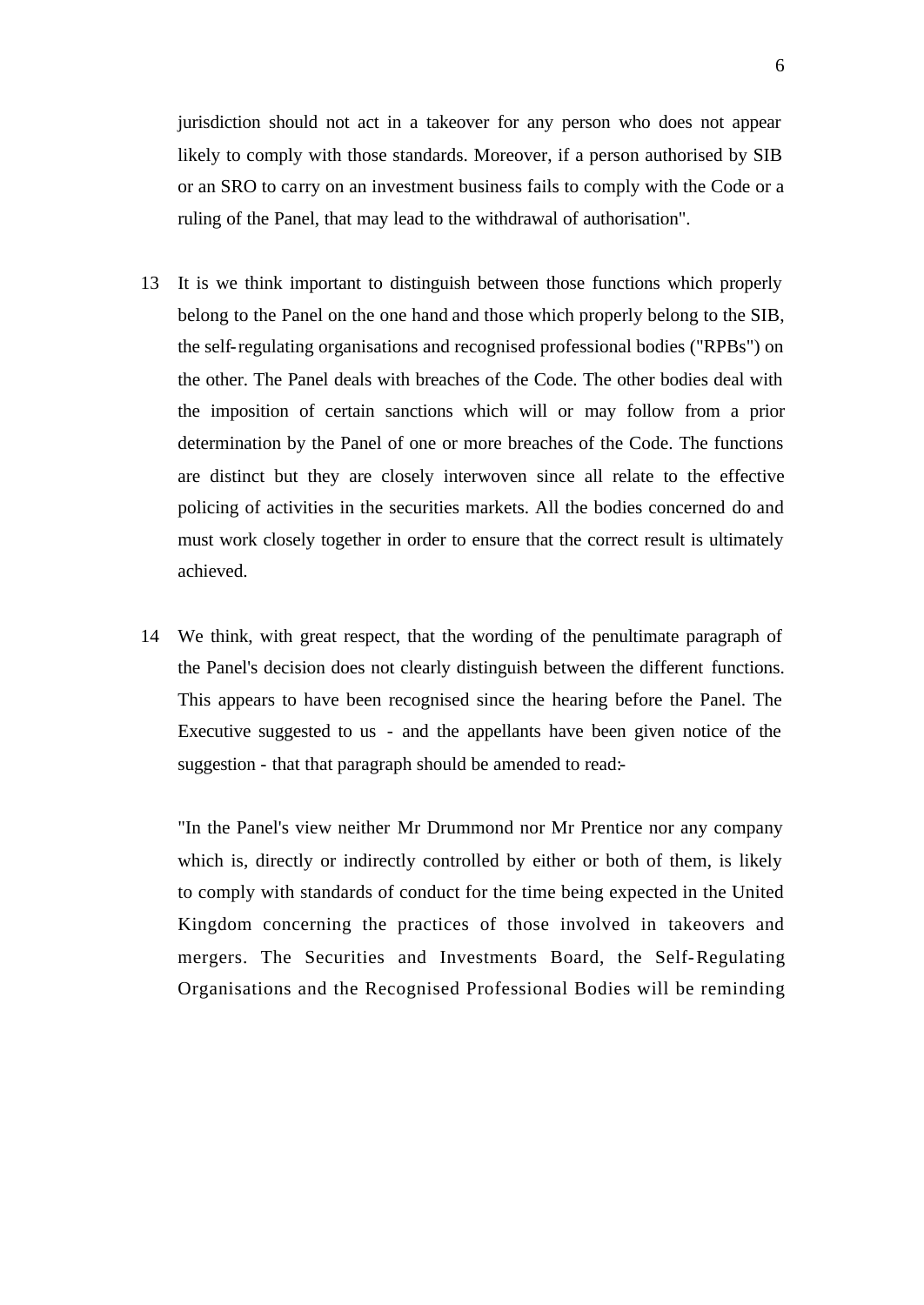jurisdiction should not act in a takeover for any person who does not appear likely to comply with those standards. Moreover, if a person authorised by SIB or an SRO to carry on an investment business fails to comply with the Code or a ruling of the Panel, that may lead to the withdrawal of authorisation".

13 It is we think important to distinguish between those functions which properly belong to the Panel on the one hand and those which properly belong to the SIB, the self-regulating organisations and recognised professional bodies ("RPBs") on the other. The Panel deals with breaches of the Code. The other bodies deal with the imposition of certain sanctions which will or may follow from a prior determination by the Panel of one or more breaches of the Code. The functions are distinct but they are closely interwoven since all relate to the effective policing of activities in the securities markets. All the bodies concerned do and must work closely together in order to ensure that the correct result is ultimately achieved.

14 We think, with great respect, that the wording of the penultimate paragraph of the Panel's decision does not clearly distinguish between the different functions. This appears to have been recognised since the hearing before the Panel. The Executive suggested to us - and the appellants have been given notice of the suggestion - that that paragraph should be amended to read:-

"In the Panel's view neither Mr Drummond nor Mr Prentice nor any company which is, directly or indirectly controlled by either or both of them, is likely to comply with standards of conduct for the time being expected in the United Kingdom concerning the practices of those involved in takeovers and mergers. The Securities and Investments Board, the Self-Regulating Organisations and the Recognised Professional Bodies will be reminding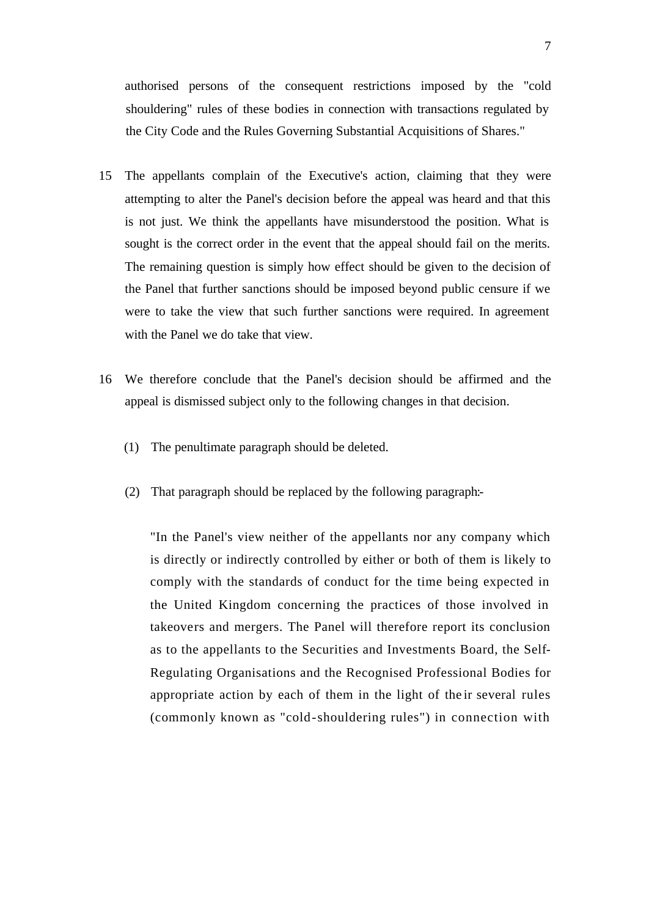authorised persons of the consequent restrictions imposed by the "cold shouldering" rules of these bodies in connection with transactions regulated by the City Code and the Rules Governing Substantial Acquisitions of Shares."

15 The appellants complain of the Executive's action, claiming that they were attempting to alter the Panel's decision before the appeal was heard and that this is not just. We think the appellants have misunderstood the position. What is sought is the correct order in the event that the appeal should fail on the merits. The remaining question is simply how effect should be given to the decision of the Panel that further sanctions should be imposed beyond public censure if we were to take the view that such further sanctions were required. In agreement with the Panel we do take that view.

16 We therefore conclude that the Panel's decision should be affirmed and the appeal is dismissed subject only to the following changes in that decision.

(1) The penultimate paragraph should be deleted.

(2) That paragraph should be replaced by the following paragraph:-

"In the Panel's view neither of the appellants nor any company which is directly or indirectly controlled by either or both of them is likely to comply with the standards of conduct for the time being expected in the United Kingdom concerning the practices of those involved in takeovers and mergers. The Panel will therefore report its conclusion as to the appellants to the Securities and Investments Board, the Self-Regulating Organisations and the Recognised Professional Bodies for appropriate action by each of them in the light of their several rules (commonly known as "cold-shouldering rules") in connection with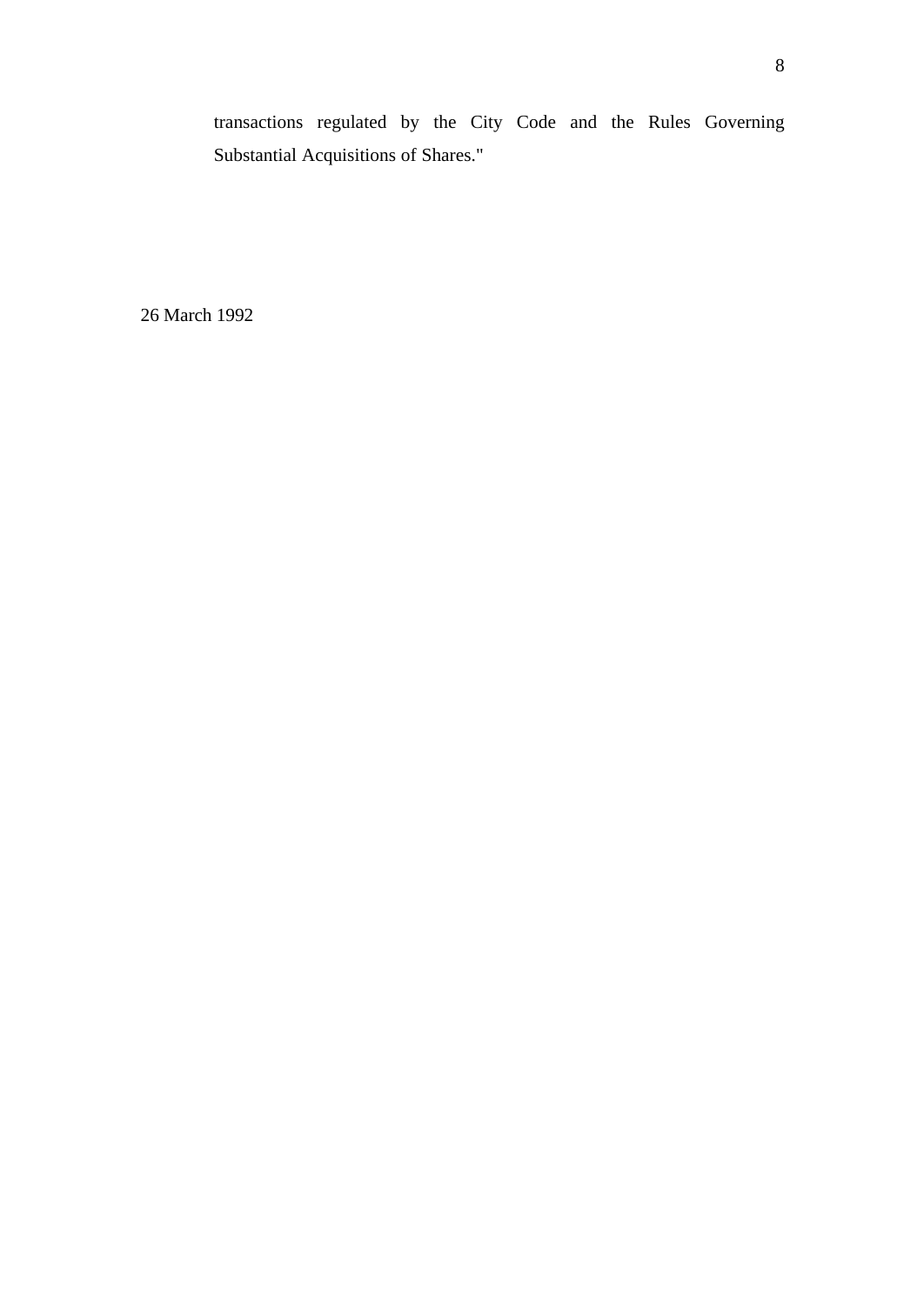transactions regulated by the City Code and the Rules Governing Substantial Acquisitions of Shares."

26 March 1992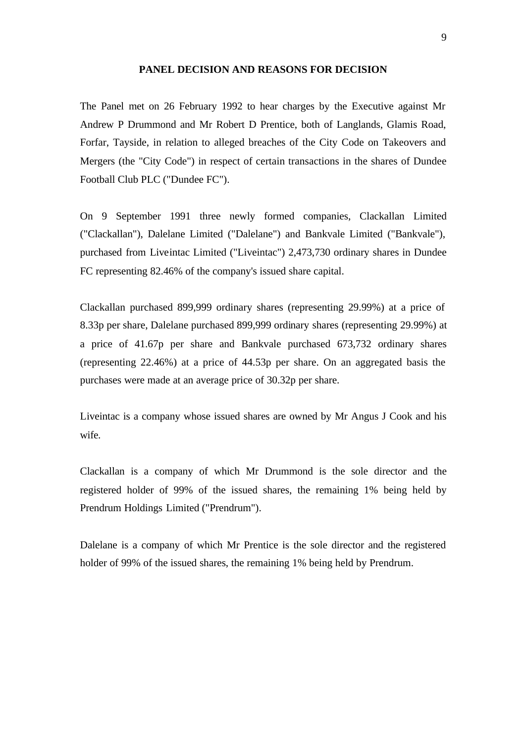## PANEL DECISION AND REASONS FOR DECISION

The Panel met on 26 February 1992 to hear charges by the Executive against Mr Andrew P Drummond and Mr Robert D Prentice, both of Langlands, Glamis Road, Forfar, Tayside, in relation to alleged breaches of the City Code on Takeovers and Mergers (the "City Code") in respect of certain transactions in the shares of Dundee Football Club PLC ("Dundee FC").

On 9 September 1991 three newly formed companies, Clackallan Limited ("Clackallan"), Dalelane Limited ("Dalelane") and Bankvale Limited ("Bankvale"), purchased from Liveintac Limited ("Liveintac") 2,473,730 ordinary shares in Dundee FC representing 82.46% of the company's issued share capital.

Clackallan purchased 899,999 ordinary shares (representing 29.99%) at a price of 8.33p per share, Dalelane purchased 899,999 ordinary shares (representing 29.99%) at a price of 41.67p per share and Bankvale purchased 673,732 ordinary shares (representing 22.46%) at a price of 44.53p per share. On an aggregated basis the purchases were made at an average price of 30.32p per share.

Liveintac is a company whose issued shares are owned by Mr Angus J Cook and his wife.

Clackallan is a company of which Mr Drummond is the sole director and the registered holder of 99% of the issued shares, the remaining 1% being held by Prendrum Holdings Limited ("Prendrum").

Dalelane is a company of which Mr Prentice is the sole director and the registered holder of 99% of the issued shares, the remaining 1% being held by Prendrum.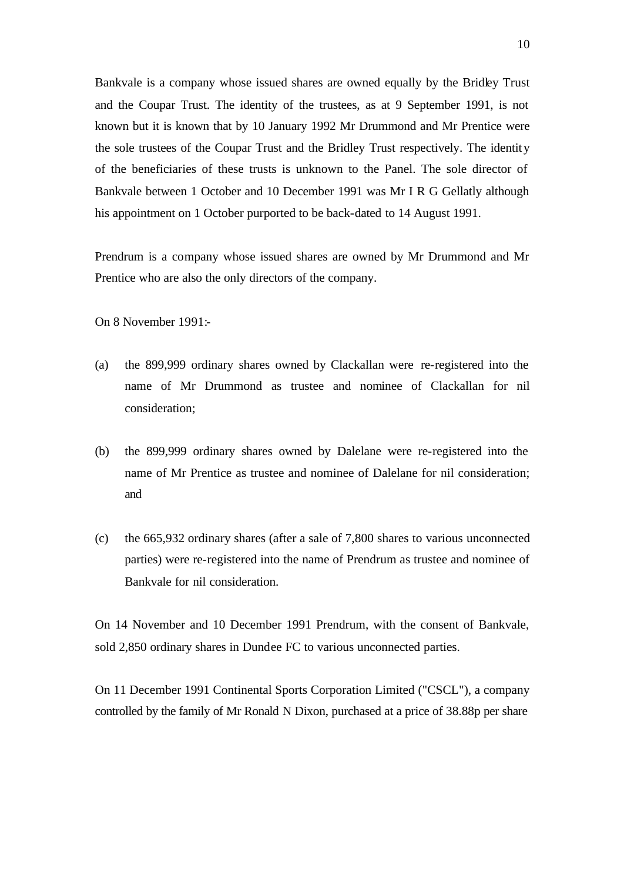Bankvale is a company whose issued shares are owned equally by the Bridley Trust and the Coupar Trust. The identity of the trustees, as at 9 September 1991, is not known but it is known that by 10 January 1992 Mr Drummond and Mr Prentice were the sole trustees of the Coupar Trust and the Bridley Trust respectively. The identity of the beneficiaries of these trusts is unknown to the Panel. The sole director of Bankvale between 1 October and 10 December 1991 was Mr I R G Gellatly although his appointment on 1 October purported to be back-dated to 14 August 1991.

Prendrum is a company whose issued shares are owned by Mr Drummond and Mr Prentice who are also the only directors of the company.

On 8 November 1991:-

(a) the 899,999 ordinary shares owned by Clackallan were re-registered into the name of Mr Drummond as trustee and nominee of Clackallan for nil consideration;

(b) the 899,999 ordinary shares owned by Dalelane were re-registered into the name of Mr Prentice as trustee and nominee of Dalelane for nil consideration; and

(c) the 665,932 ordinary shares (after a sale of 7,800 shares to various unconnected parties) were re-registered into the name of Prendrum as trustee and nominee of Bankvale for nil consideration.

On 14 November and 10 December 1991 Prendrum, with the consent of Bankvale, sold 2,850 ordinary shares in Dundee FC to various unconnected parties.

On 11 December 1991 Continental Sports Corporation Limited ("CSCL"), a company controlled by the family of Mr Ronald N Dixon, purchased at a price of 38.88p per share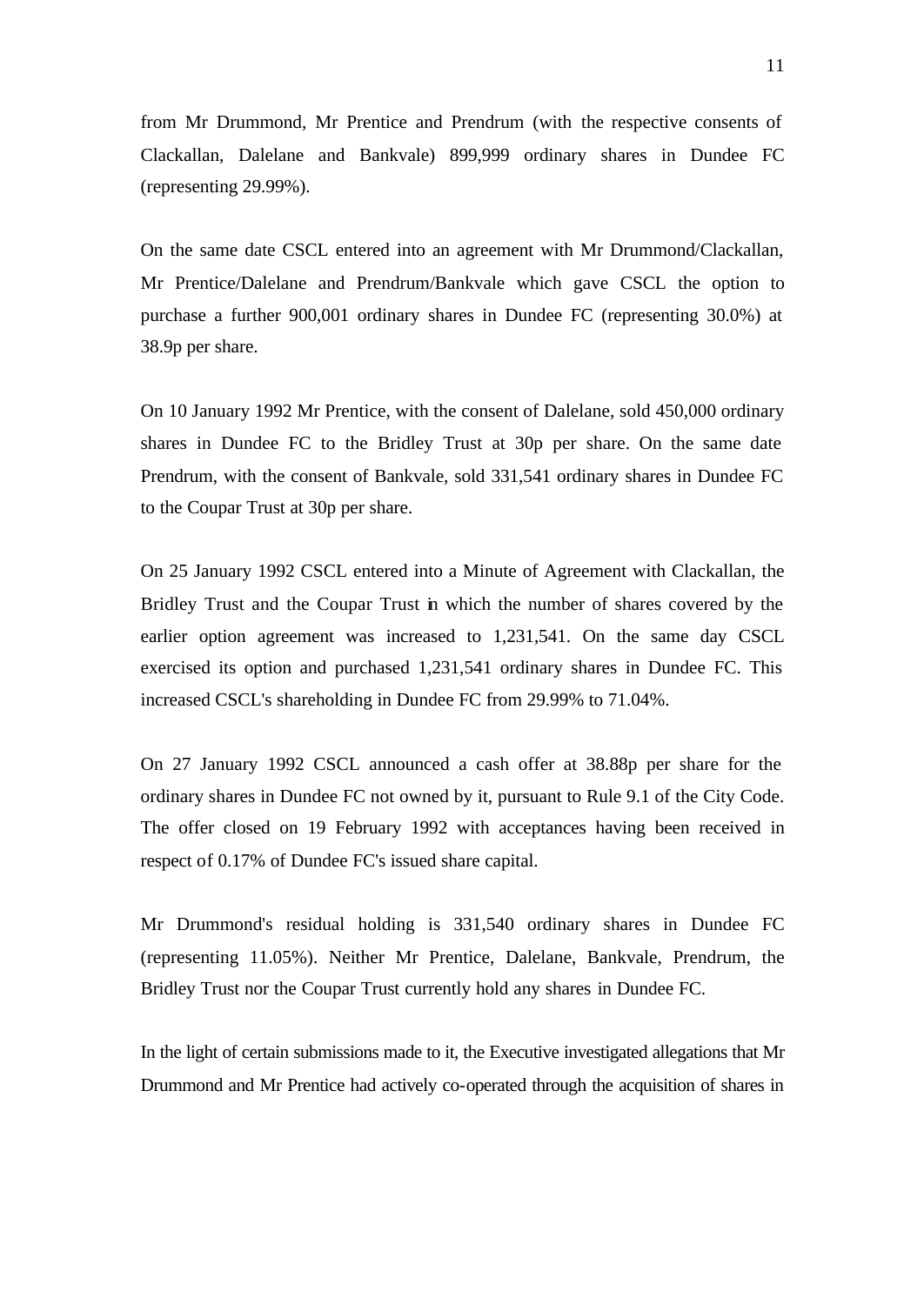from Mr Drummond, Mr Prentice and Prendrum (with the respective consents of Clackallan, Dalelane and Bankvale) 899,999 ordinary shares in Dundee FC (representing 29.99%).

On the same date CSCL entered into an agreement with Mr Drummond/Clackallan, Mr Prentice/Dalelane and Prendrum/Bankvale which gave CSCL the option to purchase a further 900,001 ordinary shares in Dundee FC (representing 30.0%) at 38.9p per share.

On 10 January 1992 Mr Prentice, with the consent of Dalelane, sold 450,000 ordinary shares in Dundee FC to the Bridley Trust at 30p per share. On the same date Prendrum, with the consent of Bankvale, sold 331,541 ordinary shares in Dundee FC to the Coupar Trust at 30p per share.

On 25 January 1992 CSCL entered into a Minute of Agreement with Clackallan, the Bridley Trust and the Coupar Trust in which the number of shares covered by the earlier option agreement was increased to 1,231,541. On the same day CSCL exercised its option and purchased 1,231,541 ordinary shares in Dundee FC. This increased CSCL's shareholding in Dundee FC from 29.99% to 71.04%.

On 27 January 1992 CSCL announced a cash offer at 38.88p per share for the ordinary shares in Dundee FC not owned by it, pursuant to Rule 9.1 of the City Code. The offer closed on 19 February 1992 with acceptances having been received in respect of 0.17% of Dundee FC's issued share capital.

Mr Drummond's residual holding is 331,540 ordinary shares in Dundee FC (representing 11.05%). Neither Mr Prentice, Dalelane, Bankvale, Prendrum, the Bridley Trust nor the Coupar Trust currently hold any shares in Dundee FC.

In the light of certain submissions made to it, the Executive investigated allegations that Mr Drummond and Mr Prentice had actively co-operated through the acquisition of shares in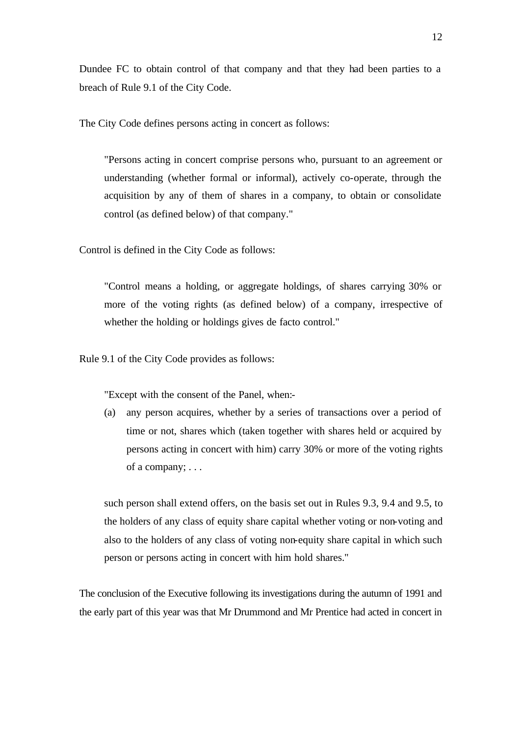Dundee FC to obtain control of that company and that they had been parties to a breach of Rule 9.1 of the City Code.

The City Code defines persons acting in concert as follows:

> "Persons acting in concert comprise persons who, pursuant to an agreement or understanding (whether formal or informal), actively co-operate, through the acquisition by any of them of shares in a company, to obtain or consolidate control (as defined below) of that company."

Control is defined in the City Code as follows:

> "Control means a holding, or aggregate holdings, of shares carrying 30% or more of the voting rights (as defined below) of a company, irrespective of whether the holding or holdings gives de facto control."

Rule 9.1 of the City Code provides as follows:

> "Except with the consent of the Panel, when:-
>
> (a) any person acquires, whether by a series of transactions over a period of time or not, shares which (taken together with shares held or acquired by persons acting in concert with him) carry 30% or more of the voting rights of a company; . . .
>
> such person shall extend offers, on the basis set out in Rules 9.3, 9.4 and 9.5, to the holders of any class of equity share capital whether voting or non-voting and also to the holders of any class of voting non-equity share capital in which such person or persons acting in concert with him hold shares."

The conclusion of the Executive following its investigations during the autumn of 1991 and the early part of this year was that Mr Drummond and Mr Prentice had acted in concert in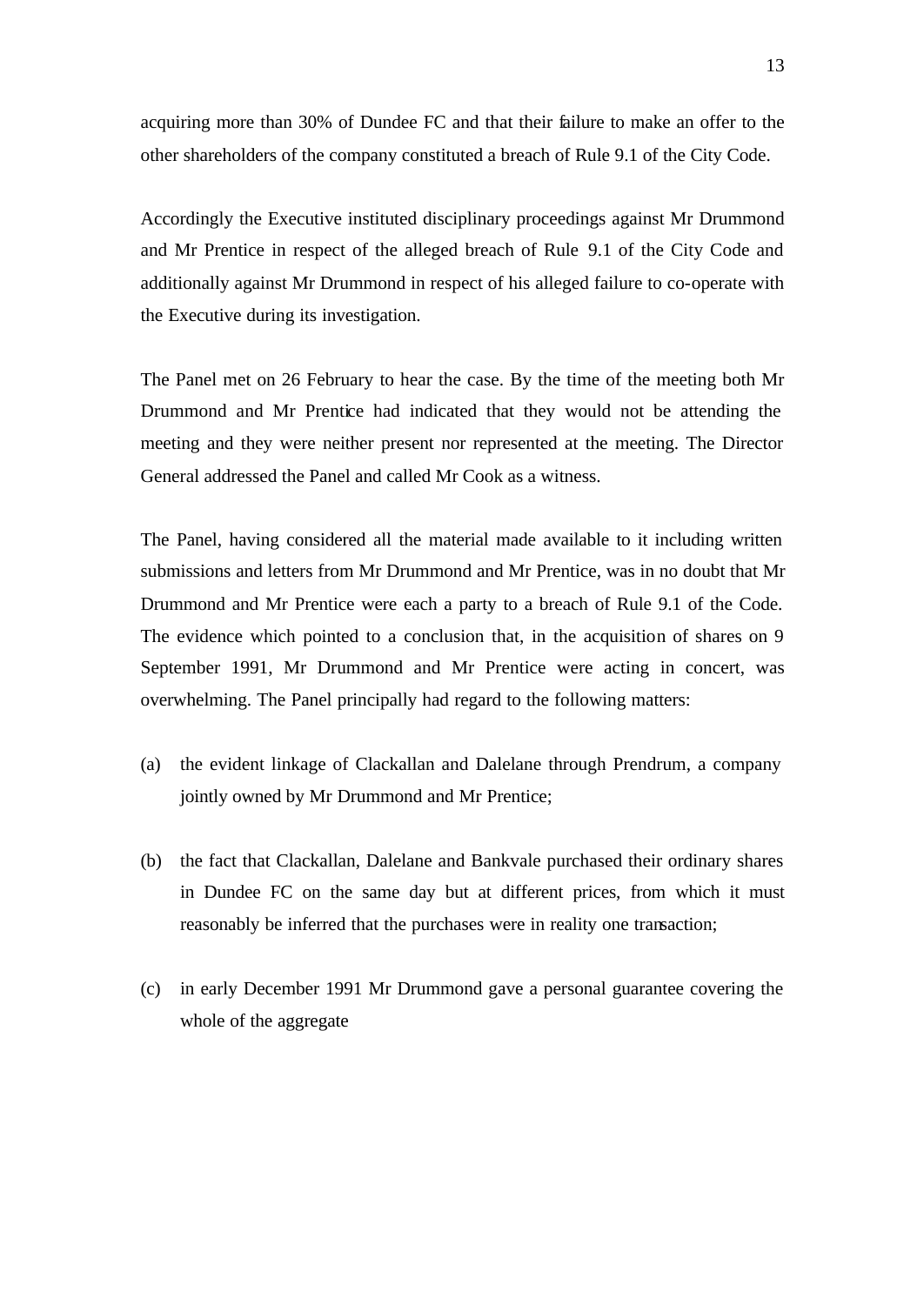acquiring more than 30% of Dundee FC and that their failure to make an offer to the other shareholders of the company constituted a breach of Rule 9.1 of the City Code.

Accordingly the Executive instituted disciplinary proceedings against Mr Drummond and Mr Prentice in respect of the alleged breach of Rule 9.1 of the City Code and additionally against Mr Drummond in respect of his alleged failure to co-operate with the Executive during its investigation.

The Panel met on 26 February to hear the case. By the time of the meeting both Mr Drummond and Mr Prentice had indicated that they would not be attending the meeting and they were neither present nor represented at the meeting. The Director General addressed the Panel and called Mr Cook as a witness.

The Panel, having considered all the material made available to it including written submissions and letters from Mr Drummond and Mr Prentice, was in no doubt that Mr Drummond and Mr Prentice were each a party to a breach of Rule 9.1 of the Code. The evidence which pointed to a conclusion that, in the acquisition of shares on 9 September 1991, Mr Drummond and Mr Prentice were acting in concert, was overwhelming. The Panel principally had regard to the following matters:

(a) the evident linkage of Clackallan and Dalelane through Prendrum, a company jointly owned by Mr Drummond and Mr Prentice;

(b) the fact that Clackallan, Dalelane and Bankvale purchased their ordinary shares in Dundee FC on the same day but at different prices, from which it must reasonably be inferred that the purchases were in reality one transaction;

(c) in early December 1991 Mr Drummond gave a personal guarantee covering the whole of the aggregate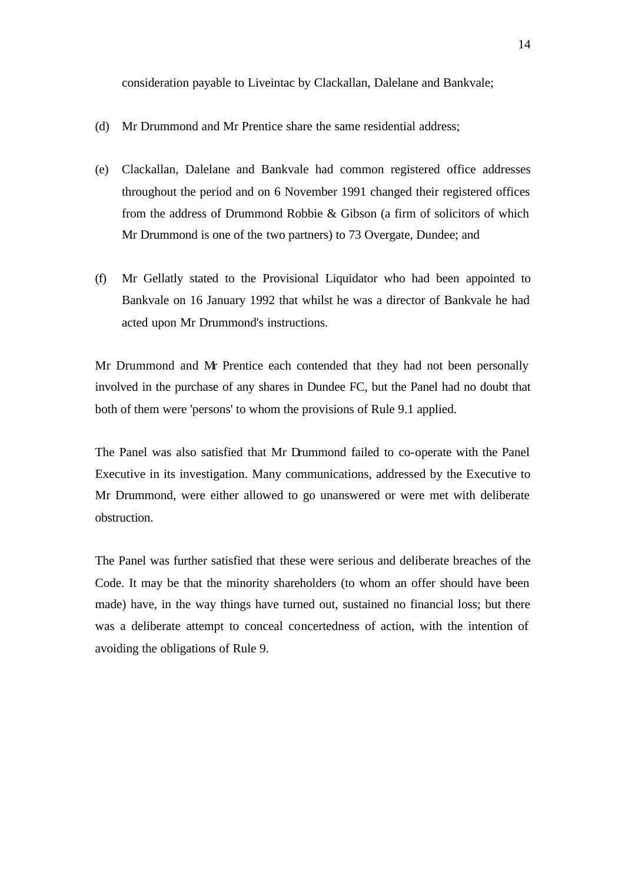consideration payable to Liveintac by Clackallan, Dalelane and Bankvale;

(d) Mr Drummond and Mr Prentice share the same residential address;

(e) Clackallan, Dalelane and Bankvale had common registered office addresses throughout the period and on 6 November 1991 changed their registered offices from the address of Drummond Robbie & Gibson (a firm of solicitors of which Mr Drummond is one of the two partners) to 73 Overgate, Dundee; and

(f) Mr Gellatly stated to the Provisional Liquidator who had been appointed to Bankvale on 16 January 1992 that whilst he was a director of Bankvale he had acted upon Mr Drummond's instructions.

Mr Drummond and Mr Prentice each contended that they had not been personally involved in the purchase of any shares in Dundee FC, but the Panel had no doubt that both of them were 'persons' to whom the provisions of Rule 9.1 applied.

The Panel was also satisfied that Mr Drummond failed to co-operate with the Panel Executive in its investigation. Many communications, addressed by the Executive to Mr Drummond, were either allowed to go unanswered or were met with deliberate obstruction.

The Panel was further satisfied that these were serious and deliberate breaches of the Code. It may be that the minority shareholders (to whom an offer should have been made) have, in the way things have turned out, sustained no financial loss; but there was a deliberate attempt to conceal concertedness of action, with the intention of avoiding the obligations of Rule 9.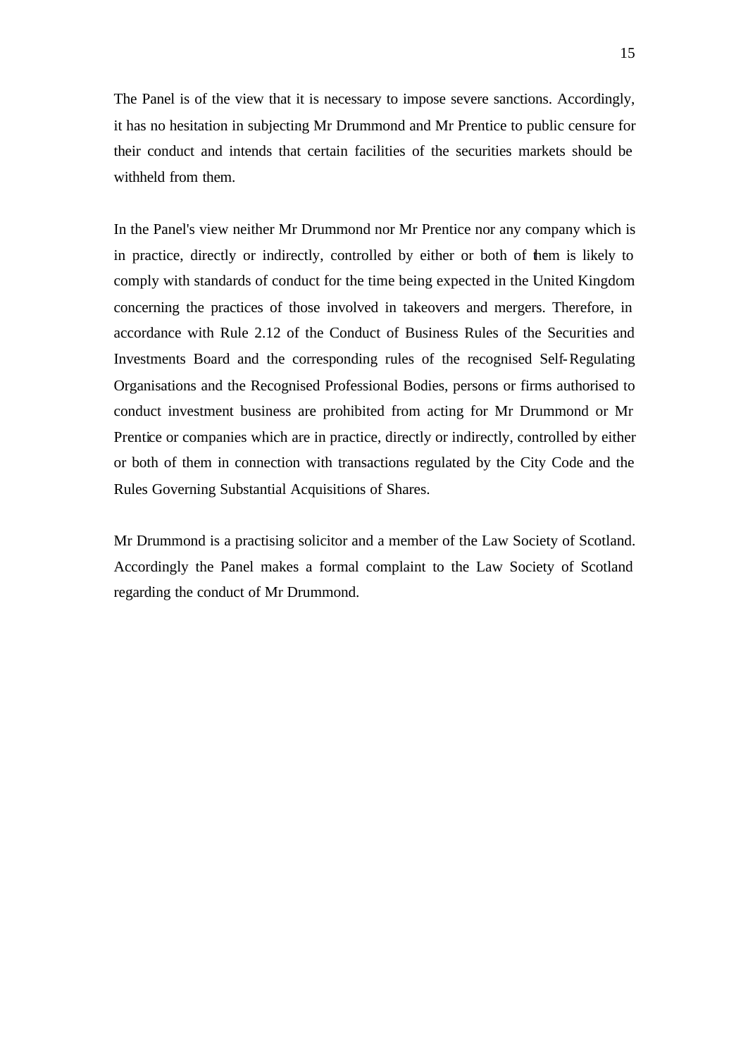The Panel is of the view that it is necessary to impose severe sanctions. Accordingly, it has no hesitation in subjecting Mr Drummond and Mr Prentice to public censure for their conduct and intends that certain facilities of the securities markets should be withheld from them.

In the Panel's view neither Mr Drummond nor Mr Prentice nor any company which is in practice, directly or indirectly, controlled by either or both of them is likely to comply with standards of conduct for the time being expected in the United Kingdom concerning the practices of those involved in takeovers and mergers. Therefore, in accordance with Rule 2.12 of the Conduct of Business Rules of the Securities and Investments Board and the corresponding rules of the recognised Self-Regulating Organisations and the Recognised Professional Bodies, persons or firms authorised to conduct investment business are prohibited from acting for Mr Drummond or Mr Prentice or companies which are in practice, directly or indirectly, controlled by either or both of them in connection with transactions regulated by the City Code and the Rules Governing Substantial Acquisitions of Shares.

Mr Drummond is a practising solicitor and a member of the Law Society of Scotland. Accordingly the Panel makes a formal complaint to the Law Society of Scotland regarding the conduct of Mr Drummond.